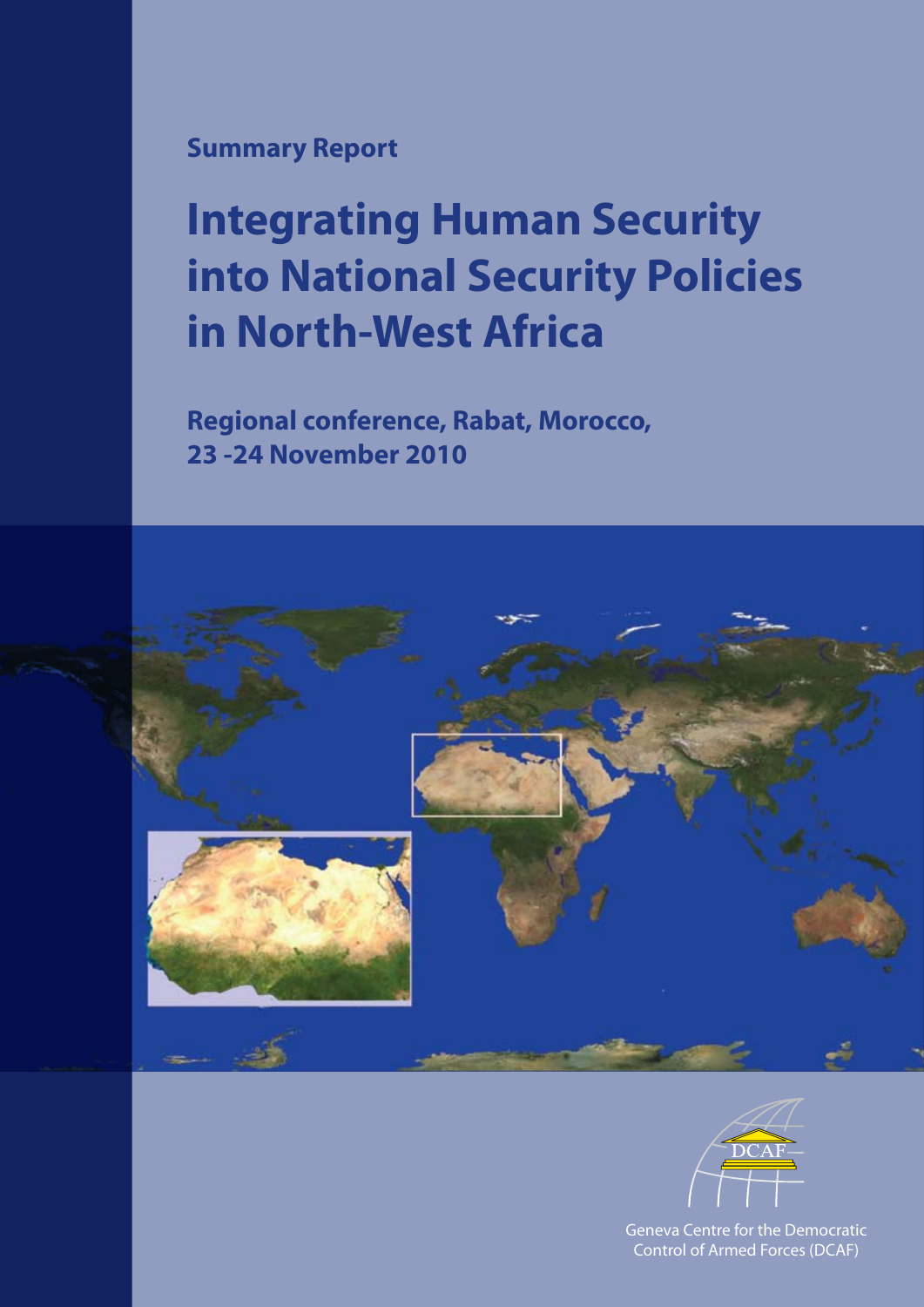Summary Report

# Integrating Human Security into National Security Policies in North-West Africa

**Regional conference, Rabat, Morocco, 23 -24 November 2010**

Geneva Centre for the Democratic Control of Armed Forces (DCAF)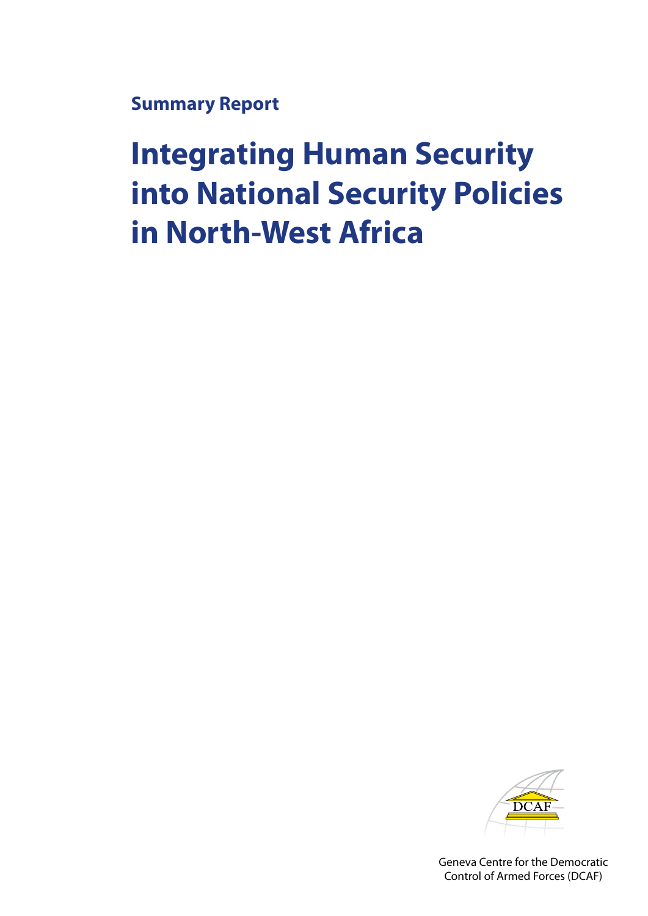**Summary Report**

# Integrating Human Security into National Security Policies in North-West Africa

DCAF

Geneva Centre for the Democratic Control of Armed Forces (DCAF)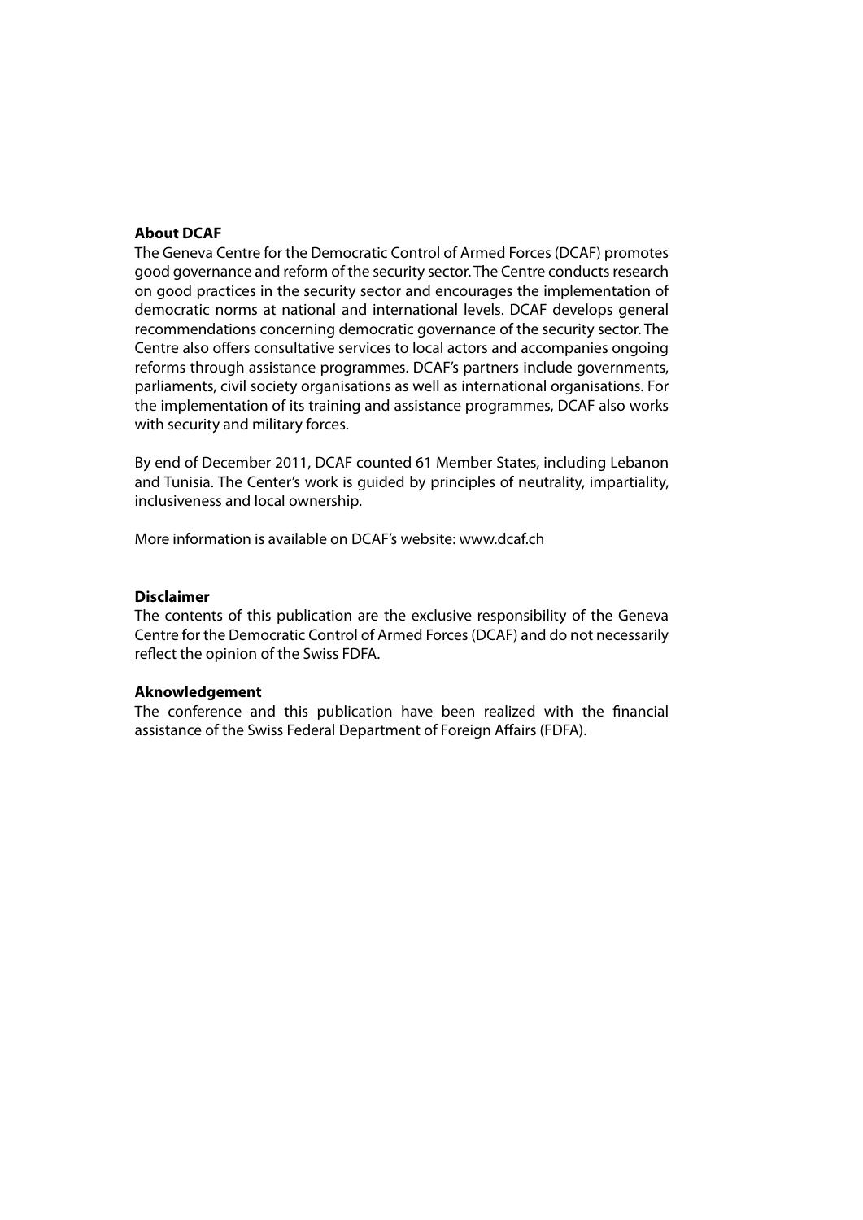**About DCAF**

The Geneva Centre for the Democratic Control of Armed Forces (DCAF) promotes good governance and reform of the security sector. The Centre conducts research on good practices in the security sector and encourages the implementation of democratic norms at national and international levels. DCAF develops general recommendations concerning democratic governance of the security sector. The Centre also offers consultative services to local actors and accompanies ongoing reforms through assistance programmes. DCAF's partners include governments, parliaments, civil society organisations as well as international organisations. For the implementation of its training and assistance programmes, DCAF also works with security and military forces.

By end of December 2011, DCAF counted 61 Member States, including Lebanon and Tunisia. The Center's work is guided by principles of neutrality, impartiality, inclusiveness and local ownership.

More information is available on DCAF's website: www.dcaf.ch

**Disclaimer**

The contents of this publication are the exclusive responsibility of the Geneva Centre for the Democratic Control of Armed Forces (DCAF) and do not necessarily reflect the opinion of the Swiss FDFA.

**Aknowledgement**

The conference and this publication have been realized with the financial assistance of the Swiss Federal Department of Foreign Affairs (FDFA).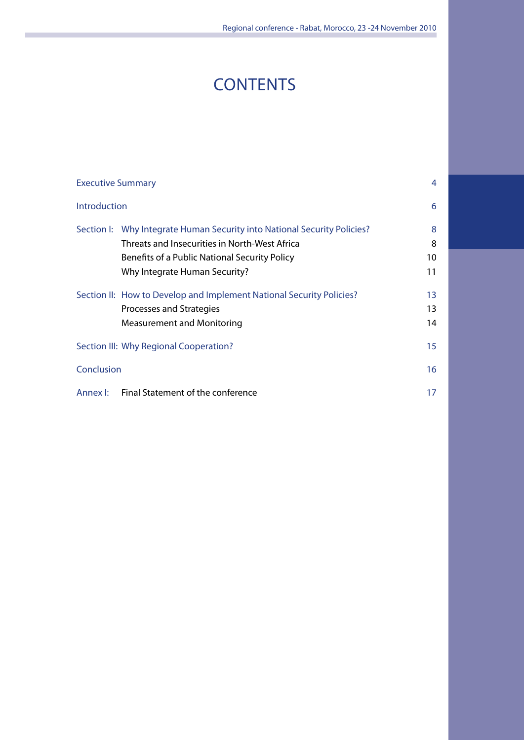# CONTENTS

| | | |
|---|---|---|
| Executive Summary | | 4 |
| Introduction | | 6 |
| Section I: | Why Integrate Human Security into National Security Policies? | 8 |
| | Threats and Insecurities in North-West Africa | 8 |
| | Benefits of a Public National Security Policy | 10 |
| | Why Integrate Human Security? | 11 |
| Section II: | How to Develop and Implement National Security Policies? | 13 |
| | Processes and Strategies | 13 |
| | Measurement and Monitoring | 14 |
| Section III: | Why Regional Cooperation? | 15 |
| Conclusion | | 16 |
| Annex I: | Final Statement of the conference | 17 |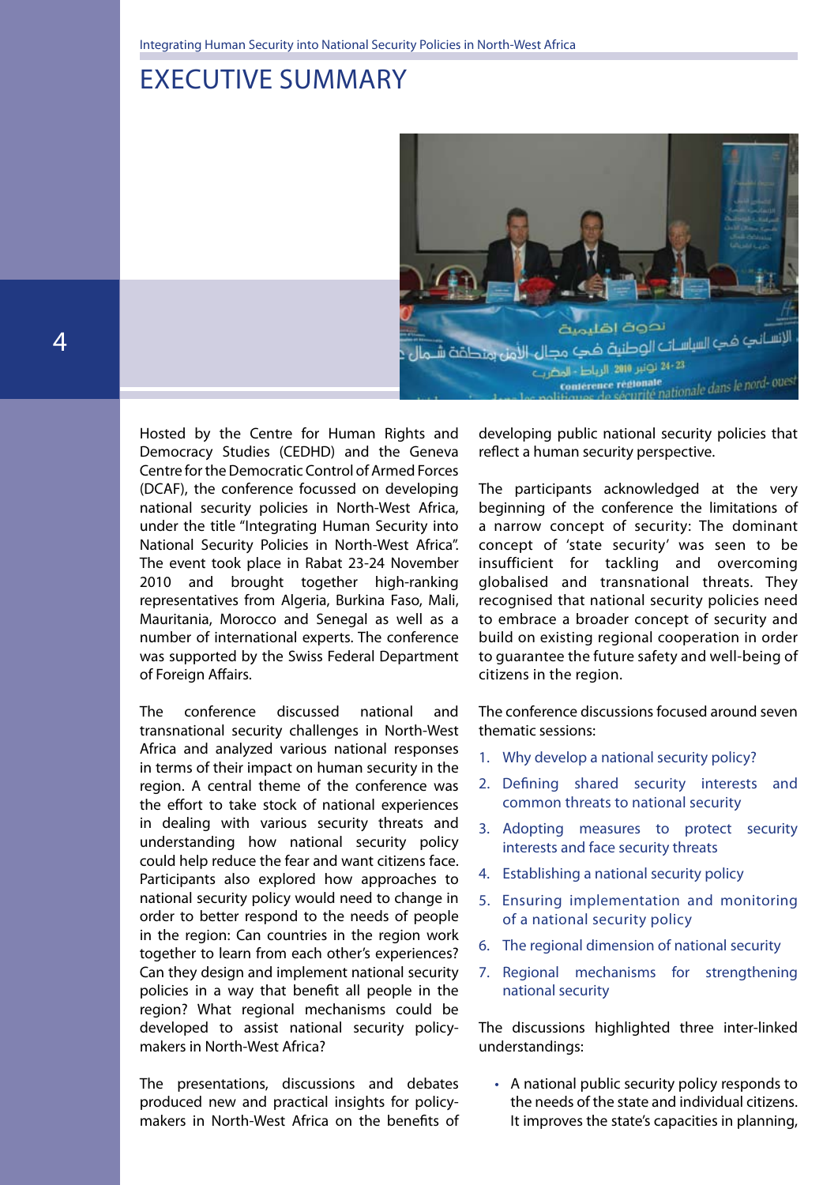# EXECUTIVE SUMMARY

Hosted by the Centre for Human Rights and Democracy Studies (CEDHD) and the Geneva Centre for the Democratic Control of Armed Forces (DCAF), the conference focussed on developing national security policies in North-West Africa, under the title "Integrating Human Security into National Security Policies in North-West Africa". The event took place in Rabat 23-24 November 2010 and brought together high-ranking representatives from Algeria, Burkina Faso, Mali, Mauritania, Morocco and Senegal as well as a number of international experts. The conference was supported by the Swiss Federal Department of Foreign Affairs.

The conference discussed national and transnational security challenges in North-West Africa and analyzed various national responses in terms of their impact on human security in the region. A central theme of the conference was the effort to take stock of national experiences in dealing with various security threats and understanding how national security policy could help reduce the fear and want citizens face. Participants also explored how approaches to national security policy would need to change in order to better respond to the needs of people in the region: Can countries in the region work together to learn from each other's experiences? Can they design and implement national security policies in a way that benefit all people in the region? What regional mechanisms could be developed to assist national security policy-makers in North-West Africa?

The presentations, discussions and debates produced new and practical insights for policy-makers in North-West Africa on the benefits of developing public national security policies that reflect a human security perspective.

The participants acknowledged at the very beginning of the conference the limitations of a narrow concept of security: The dominant concept of 'state security' was seen to be insufficient for tackling and overcoming globalised and transnational threats. They recognised that national security policies need to embrace a broader concept of security and build on existing regional cooperation in order to guarantee the future safety and well-being of citizens in the region.

The conference discussions focused around seven thematic sessions:

1. Why develop a national security policy?
2. Defining shared security interests and common threats to national security
3. Adopting measures to protect security interests and face security threats
4. Establishing a national security policy
5. Ensuring implementation and monitoring of a national security policy
6. The regional dimension of national security
7. Regional mechanisms for strengthening national security

The discussions highlighted three inter-linked understandings:

- A national public security policy responds to the needs of the state and individual citizens. It improves the state's capacities in planning,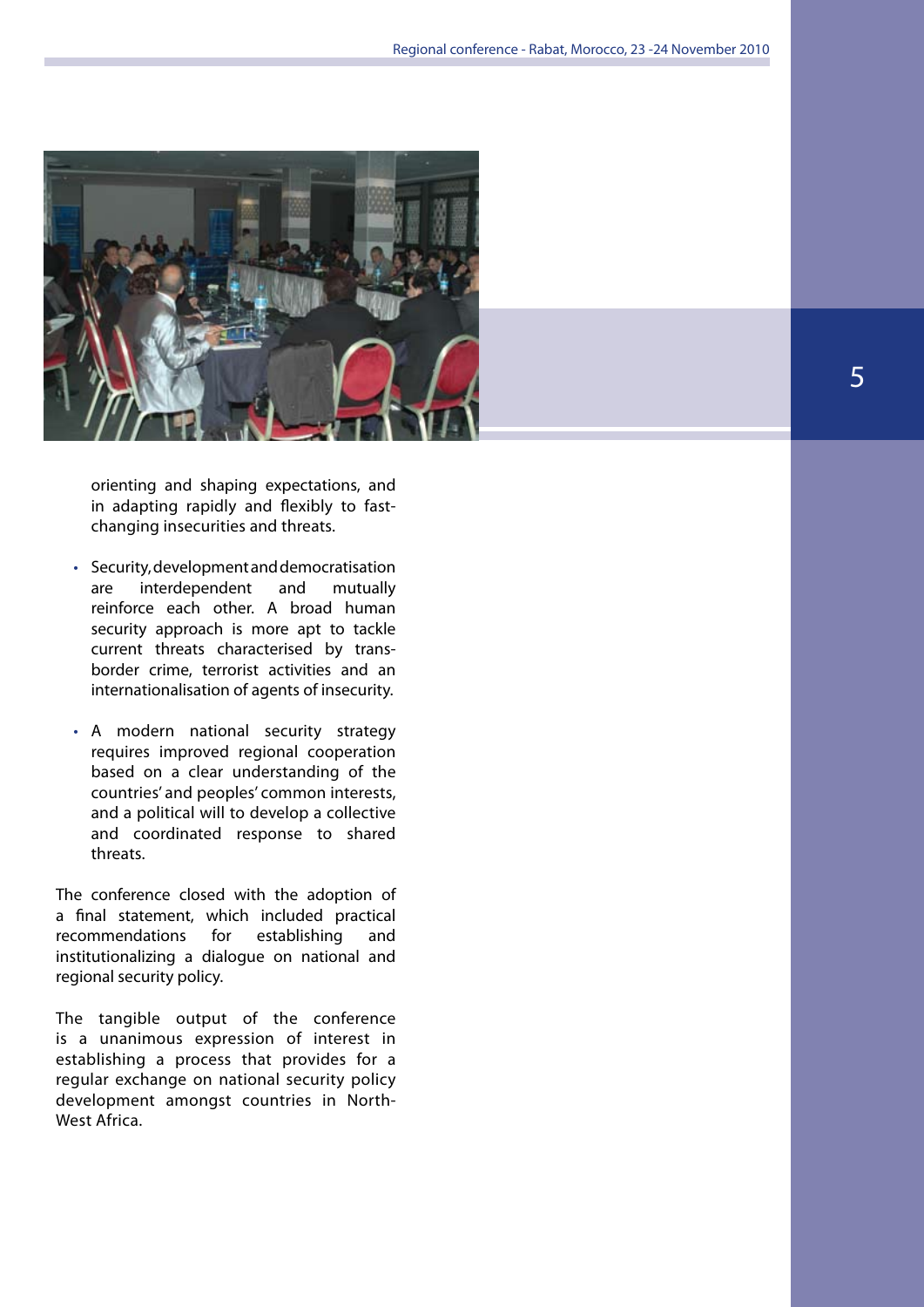orienting and shaping expectations, and in adapting rapidly and flexibly to fast-changing insecurities and threats.

- Security, development and democratisation are interdependent and mutually reinforce each other. A broad human security approach is more apt to tackle current threats characterised by trans-border crime, terrorist activities and an internationalisation of agents of insecurity.

- A modern national security strategy requires improved regional cooperation based on a clear understanding of the countries' and peoples' common interests, and a political will to develop a collective and coordinated response to shared threats.

The conference closed with the adoption of a final statement, which included practical recommendations for establishing and institutionalizing a dialogue on national and regional security policy.

The tangible output of the conference is a unanimous expression of interest in establishing a process that provides for a regular exchange on national security policy development amongst countries in North-West Africa.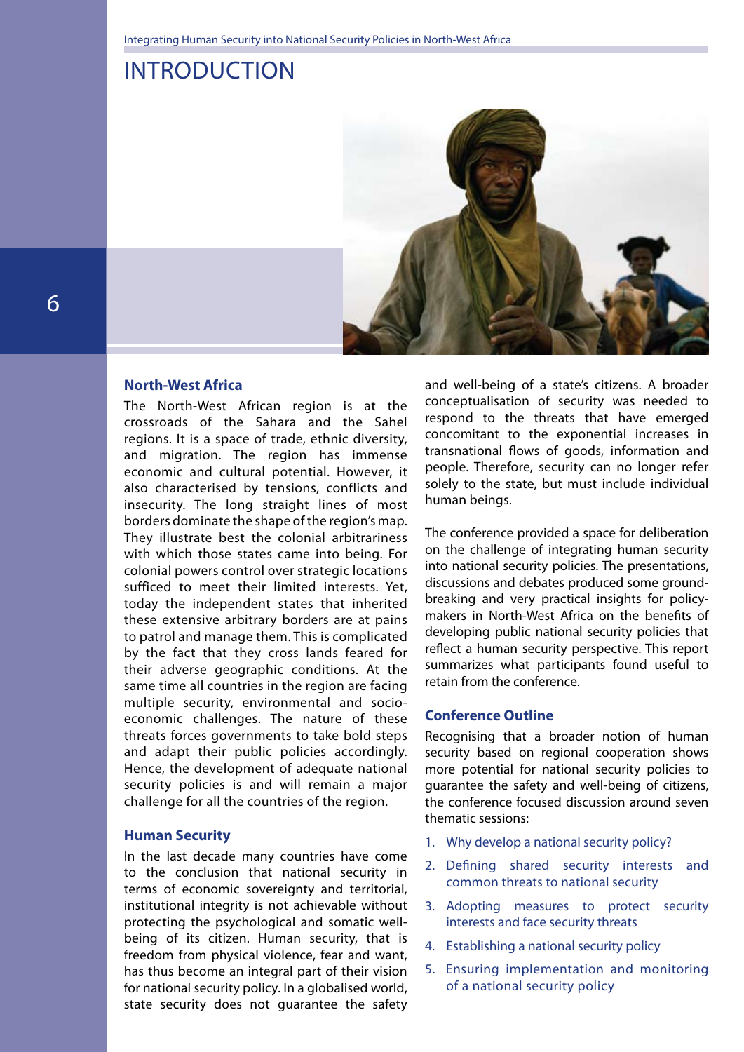# INTRODUCTION

## North-West Africa

The North-West African region is at the crossroads of the Sahara and the Sahel regions. It is a space of trade, ethnic diversity, and migration. The region has immense economic and cultural potential. However, it also characterised by tensions, conflicts and insecurity. The long straight lines of most borders dominate the shape of the region's map. They illustrate best the colonial arbitrariness with which those states came into being. For colonial powers control over strategic locations sufficed to meet their limited interests. Yet, today the independent states that inherited these extensive arbitrary borders are at pains to patrol and manage them. This is complicated by the fact that they cross lands feared for their adverse geographic conditions. At the same time all countries in the region are facing multiple security, environmental and socio-economic challenges. The nature of these threats forces governments to take bold steps and adapt their public policies accordingly. Hence, the development of adequate national security policies is and will remain a major challenge for all the countries of the region.

## Human Security

In the last decade many countries have come to the conclusion that national security in terms of economic sovereignty and territorial, institutional integrity is not achievable without protecting the psychological and somatic well-being of its citizen. Human security, that is freedom from physical violence, fear and want, has thus become an integral part of their vision for national security policy. In a globalised world, state security does not guarantee the safety and well-being of a state's citizens. A broader conceptualisation of security was needed to respond to the threats that have emerged concomitant to the exponential increases in transnational flows of goods, information and people. Therefore, security can no longer refer solely to the state, but must include individual human beings.

The conference provided a space for deliberation on the challenge of integrating human security into national security policies. The presentations, discussions and debates produced some ground-breaking and very practical insights for policy-makers in North-West Africa on the benefits of developing public national security policies that reflect a human security perspective. This report summarizes what participants found useful to retain from the conference.

## Conference Outline

Recognising that a broader notion of human security based on regional cooperation shows more potential for national security policies to guarantee the safety and well-being of citizens, the conference focused discussion around seven thematic sessions:

1. Why develop a national security policy?
2. Defining shared security interests and common threats to national security
3. Adopting measures to protect security interests and face security threats
4. Establishing a national security policy
5. Ensuring implementation and monitoring of a national security policy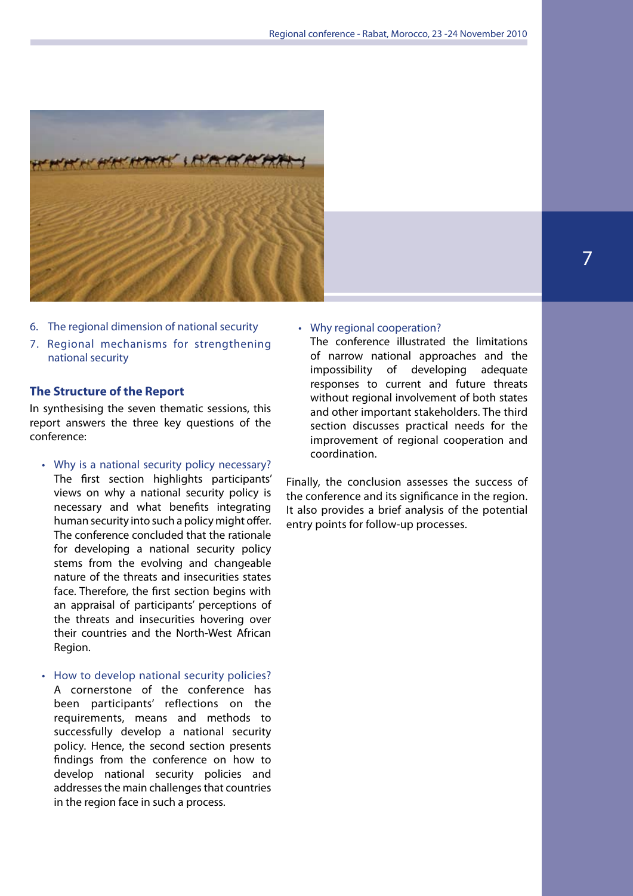6. The regional dimension of national security
7. Regional mechanisms for strengthening national security

### The Structure of the Report

In synthesising the seven thematic sessions, this report answers the three key questions of the conference:

- Why is a national security policy necessary?
  The first section highlights participants' views on why a national security policy is necessary and what benefits integrating human security into such a policy might offer. The conference concluded that the rationale for developing a national security policy stems from the evolving and changeable nature of the threats and insecurities states face. Therefore, the first section begins with an appraisal of participants' perceptions of the threats and insecurities hovering over their countries and the North-West African Region.

- How to develop national security policies?
  A cornerstone of the conference has been participants' reflections on the requirements, means and methods to successfully develop a national security policy. Hence, the second section presents findings from the conference on how to develop national security policies and addresses the main challenges that countries in the region face in such a process.

- Why regional cooperation?
  The conference illustrated the limitations of narrow national approaches and the impossibility of developing adequate responses to current and future threats without regional involvement of both states and other important stakeholders. The third section discusses practical needs for the improvement of regional cooperation and coordination.

Finally, the conclusion assesses the success of the conference and its significance in the region. It also provides a brief analysis of the potential entry points for follow-up processes.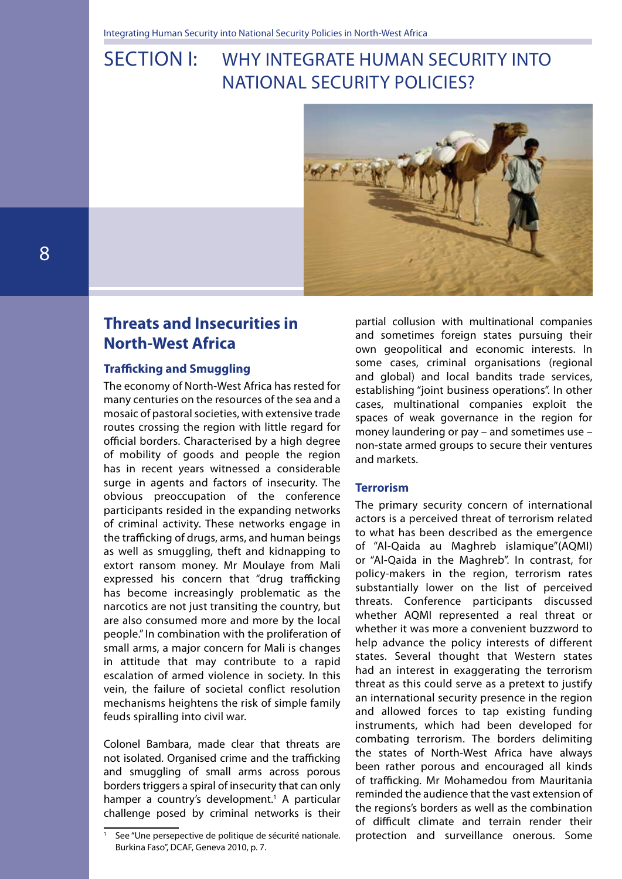# SECTION I: WHY INTEGRATE HUMAN SECURITY INTO NATIONAL SECURITY POLICIES?

## Threats and Insecurities in North-West Africa

### Trafficking and Smuggling

The economy of North-West Africa has rested for many centuries on the resources of the sea and a mosaic of pastoral societies, with extensive trade routes crossing the region with little regard for official borders. Characterised by a high degree of mobility of goods and people the region has in recent years witnessed a considerable surge in agents and factors of insecurity. The obvious preoccupation of the conference participants resided in the expanding networks of criminal activity. These networks engage in the trafficking of drugs, arms, and human beings as well as smuggling, theft and kidnapping to extort ransom money. Mr Moulaye from Mali expressed his concern that "drug trafficking has become increasingly problematic as the narcotics are not just transiting the country, but are also consumed more and more by the local people." In combination with the proliferation of small arms, a major concern for Mali is changes in attitude that may contribute to a rapid escalation of armed violence in society. In this vein, the failure of societal conflict resolution mechanisms heightens the risk of simple family feuds spiralling into civil war.

Colonel Bambara, made clear that threats are not isolated. Organised crime and the trafficking and smuggling of small arms across porous borders triggers a spiral of insecurity that can only hamper a country's development.[1] A particular challenge posed by criminal networks is their partial collusion with multinational companies and sometimes foreign states pursuing their own geopolitical and economic interests. In some cases, criminal organisations (regional and global) and local bandits trade services, establishing "joint business operations". In other cases, multinational companies exploit the spaces of weak governance in the region for money laundering or pay – and sometimes use – non-state armed groups to secure their ventures and markets.

### Terrorism

The primary security concern of international actors is a perceived threat of terrorism related to what has been described as the emergence of "Al-Qaida au Maghreb islamique"(AQMI) or "Al-Qaida in the Maghreb". In contrast, for policy-makers in the region, terrorism rates substantially lower on the list of perceived threats. Conference participants discussed whether AQMI represented a real threat or whether it was more a convenient buzzword to help advance the policy interests of different states. Several thought that Western states had an interest in exaggerating the terrorism threat as this could serve as a pretext to justify an international security presence in the region and allowed forces to tap existing funding instruments, which had been developed for combating terrorism. The borders delimiting the states of North-West Africa have always been rather porous and encouraged all kinds of trafficking. Mr Mohamedou from Mauritania reminded the audience that the vast extension of the regions's borders as well as the combination of difficult climate and terrain render their protection and surveillance onerous. Some

[1] See "Une persepective de politique de sécurité nationale. Burkina Faso", DCAF, Geneva 2010, p. 7.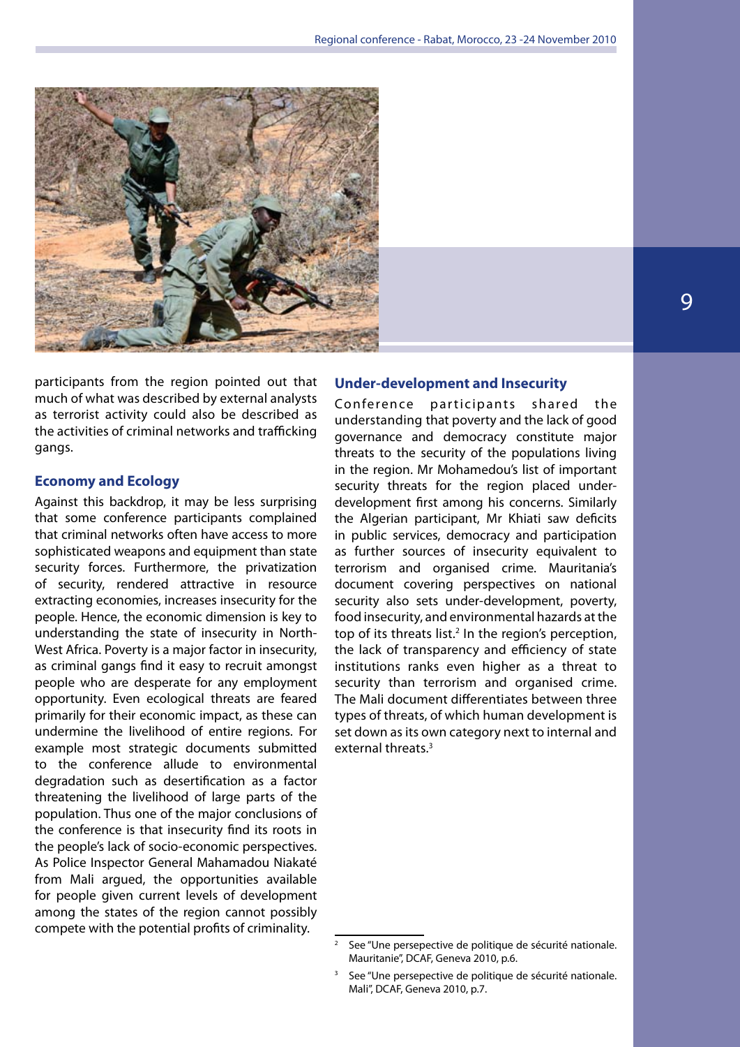participants from the region pointed out that much of what was described by external analysts as terrorist activity could also be described as the activities of criminal networks and trafficking gangs.

### Economy and Ecology

Against this backdrop, it may be less surprising that some conference participants complained that criminal networks often have access to more sophisticated weapons and equipment than state security forces. Furthermore, the privatization of security, rendered attractive in resource extracting economies, increases insecurity for the people. Hence, the economic dimension is key to understanding the state of insecurity in North-West Africa. Poverty is a major factor in insecurity, as criminal gangs find it easy to recruit amongst people who are desperate for any employment opportunity. Even ecological threats are feared primarily for their economic impact, as these can undermine the livelihood of entire regions. For example most strategic documents submitted to the conference allude to environmental degradation such as desertification as a factor threatening the livelihood of large parts of the population. Thus one of the major conclusions of the conference is that insecurity find its roots in the people's lack of socio-economic perspectives. As Police Inspector General Mahamadou Niakaté from Mali argued, the opportunities available for people given current levels of development among the states of the region cannot possibly compete with the potential profits of criminality.

### Under-development and Insecurity

Conference participants shared the understanding that poverty and the lack of good governance and democracy constitute major threats to the security of the populations living in the region. Mr Mohamedou's list of important security threats for the region placed under-development first among his concerns. Similarly the Algerian participant, Mr Khiati saw deficits in public services, democracy and participation as further sources of insecurity equivalent to terrorism and organised crime. Mauritania's document covering perspectives on national security also sets under-development, poverty, food insecurity, and environmental hazards at the top of its threats list.[2] In the region's perception, the lack of transparency and efficiency of state institutions ranks even higher as a threat to security than terrorism and organised crime. The Mali document differentiates between three types of threats, of which human development is set down as its own category next to internal and external threats.[3]

---

[2] See "Une persepective de politique de sécurité nationale. Mauritanie", DCAF, Geneva 2010, p.6.

[3] See "Une persepective de politique de sécurité nationale. Mali", DCAF, Geneva 2010, p.7.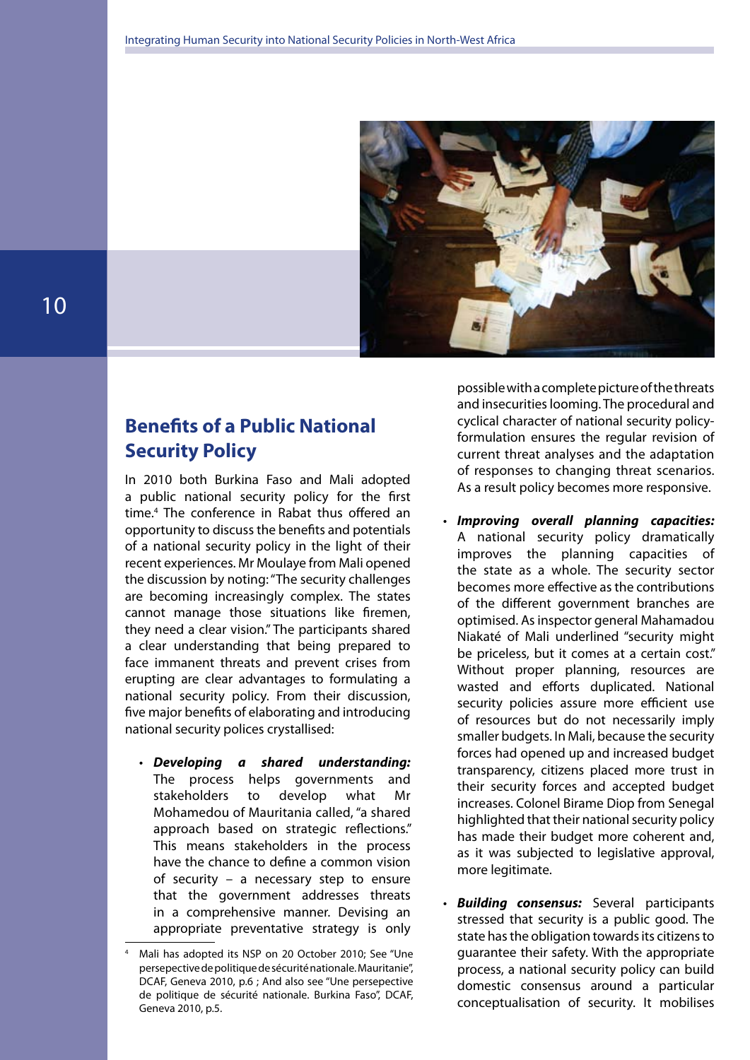## Benefits of a Public National Security Policy

In 2010 both Burkina Faso and Mali adopted a public national security policy for the first time.[4] The conference in Rabat thus offered an opportunity to discuss the benefits and potentials of a national security policy in the light of their recent experiences. Mr Moulaye from Mali opened the discussion by noting: "The security challenges are becoming increasingly complex. The states cannot manage those situations like firemen, they need a clear vision." The participants shared a clear understanding that being prepared to face immanent threats and prevent crises from erupting are clear advantages to formulating a national security policy. From their discussion, five major benefits of elaborating and introducing national security polices crystallised:

- ***Developing a shared understanding:*** The process helps governments and stakeholders to develop what Mr Mohamedou of Mauritania called, "a shared approach based on strategic reflections." This means stakeholders in the process have the chance to define a common vision of security – a necessary step to ensure that the government addresses threats in a comprehensive manner. Devising an appropriate preventative strategy is only possible with a complete picture of the threats and insecurities looming. The procedural and cyclical character of national security policy-formulation ensures the regular revision of current threat analyses and the adaptation of responses to changing threat scenarios. As a result policy becomes more responsive.

- ***Improving overall planning capacities:*** A national security policy dramatically improves the planning capacities of the state as a whole. The security sector becomes more effective as the contributions of the different government branches are optimised. As inspector general Mahamadou Niakaté of Mali underlined "security might be priceless, but it comes at a certain cost." Without proper planning, resources are wasted and efforts duplicated. National security policies assure more efficient use of resources but do not necessarily imply smaller budgets. In Mali, because the security forces had opened up and increased budget transparency, citizens placed more trust in their security forces and accepted budget increases. Colonel Birame Diop from Senegal highlighted that their national security policy has made their budget more coherent and, as it was subjected to legislative approval, more legitimate.

- ***Building consensus:*** Several participants stressed that security is a public good. The state has the obligation towards its citizens to guarantee their safety. With the appropriate process, a national security policy can build domestic consensus around a particular conceptualisation of security. It mobilises

[4] Mali has adopted its NSP on 20 October 2010; See "Une persepective de politique de sécurité nationale. Mauritanie", DCAF, Geneva 2010, p.6 ; And also see "Une persepective de politique de sécurité nationale. Burkina Faso", DCAF, Geneva 2010, p.5.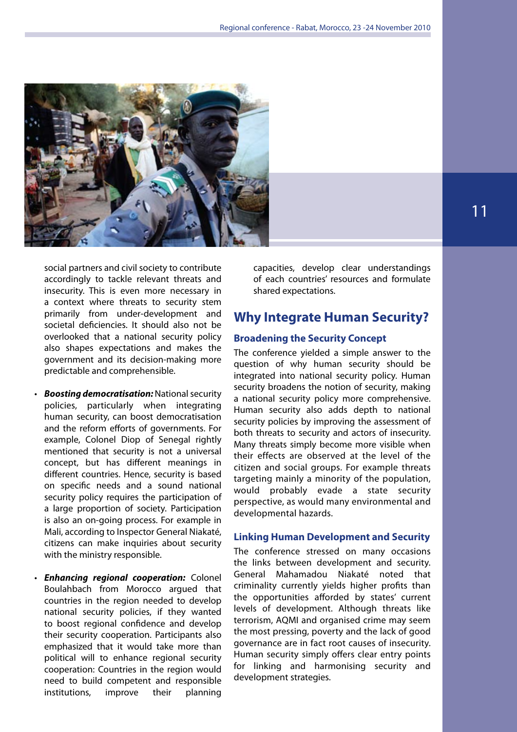social partners and civil society to contribute accordingly to tackle relevant threats and insecurity. This is even more necessary in a context where threats to security stem primarily from under-development and societal deficiencies. It should also not be overlooked that a national security policy also shapes expectations and makes the government and its decision-making more predictable and comprehensible.

- ***Boosting democratisation:*** National security policies, particularly when integrating human security, can boost democratisation and the reform efforts of governments. For example, Colonel Diop of Senegal rightly mentioned that security is not a universal concept, but has different meanings in different countries. Hence, security is based on specific needs and a sound national security policy requires the participation of a large proportion of society. Participation is also an on-going process. For example in Mali, according to Inspector General Niakaté, citizens can make inquiries about security with the ministry responsible.

- ***Enhancing regional cooperation:*** Colonel Boulahbach from Morocco argued that countries in the region needed to develop national security policies, if they wanted to boost regional confidence and develop their security cooperation. Participants also emphasized that it would take more than political will to enhance regional security cooperation: Countries in the region would need to build competent and responsible institutions, improve their planning capacities, develop clear understandings of each countries' resources and formulate shared expectations.

## Why Integrate Human Security?

### Broadening the Security Concept

The conference yielded a simple answer to the question of why human security should be integrated into national security policy. Human security broadens the notion of security, making a national security policy more comprehensive. Human security also adds depth to national security policies by improving the assessment of both threats to security and actors of insecurity. Many threats simply become more visible when their effects are observed at the level of the citizen and social groups. For example threats targeting mainly a minority of the population, would probably evade a state security perspective, as would many environmental and developmental hazards.

### Linking Human Development and Security

The conference stressed on many occasions the links between development and security. General Mahamadou Niakaté noted that criminality currently yields higher profits than the opportunities afforded by states' current levels of development. Although threats like terrorism, AQMI and organised crime may seem the most pressing, poverty and the lack of good governance are in fact root causes of insecurity. Human security simply offers clear entry points for linking and harmonising security and development strategies.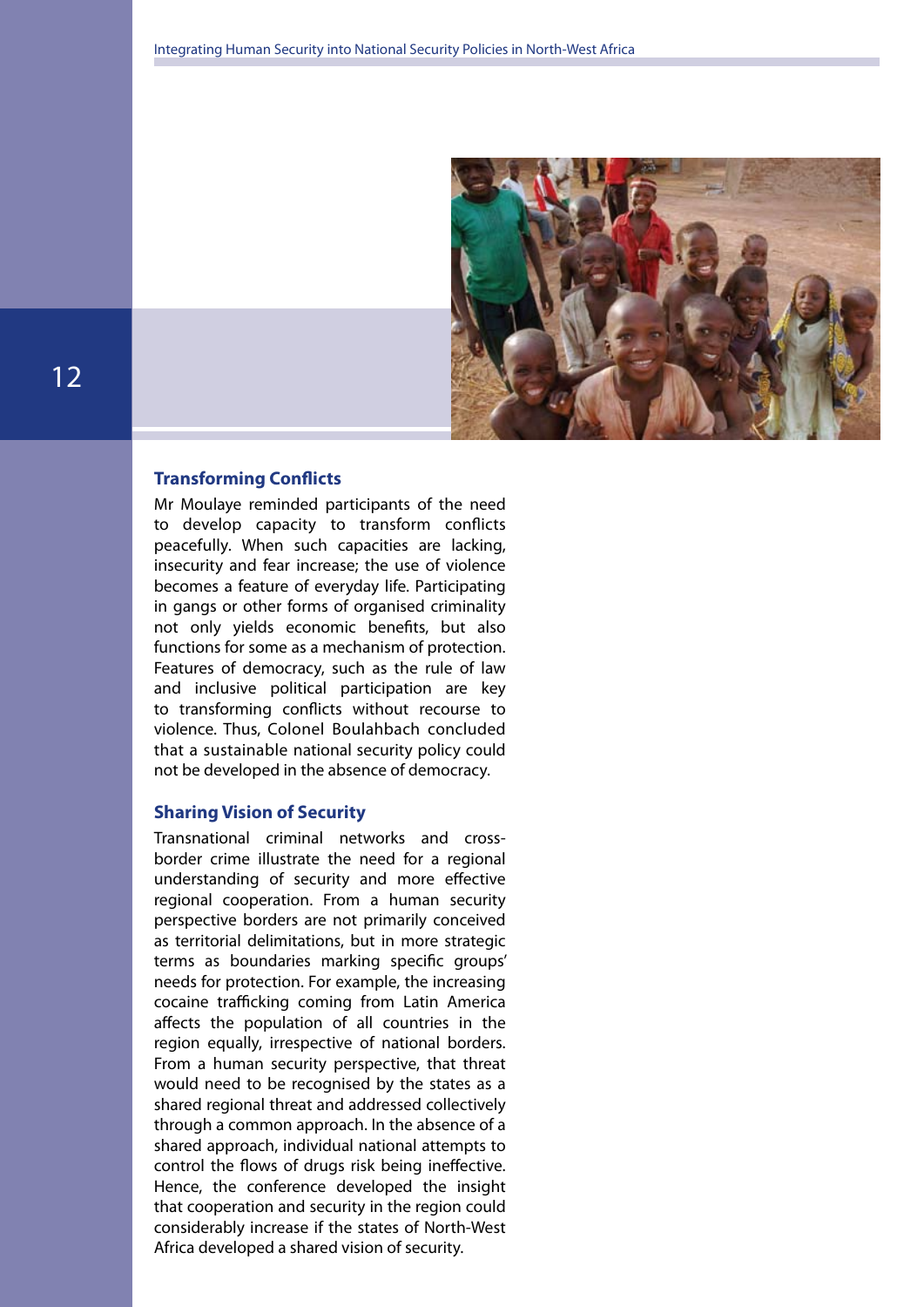### Transforming Conflicts

Mr Moulaye reminded participants of the need to develop capacity to transform conflicts peacefully. When such capacities are lacking, insecurity and fear increase; the use of violence becomes a feature of everyday life. Participating in gangs or other forms of organised criminality not only yields economic benefits, but also functions for some as a mechanism of protection. Features of democracy, such as the rule of law and inclusive political participation are key to transforming conflicts without recourse to violence. Thus, Colonel Boulahbach concluded that a sustainable national security policy could not be developed in the absence of democracy.

### Sharing Vision of Security

Transnational criminal networks and cross-border crime illustrate the need for a regional understanding of security and more effective regional cooperation. From a human security perspective borders are not primarily conceived as territorial delimitations, but in more strategic terms as boundaries marking specific groups' needs for protection. For example, the increasing cocaine trafficking coming from Latin America affects the population of all countries in the region equally, irrespective of national borders. From a human security perspective, that threat would need to be recognised by the states as a shared regional threat and addressed collectively through a common approach. In the absence of a shared approach, individual national attempts to control the flows of drugs risk being ineffective. Hence, the conference developed the insight that cooperation and security in the region could considerably increase if the states of North-West Africa developed a shared vision of security.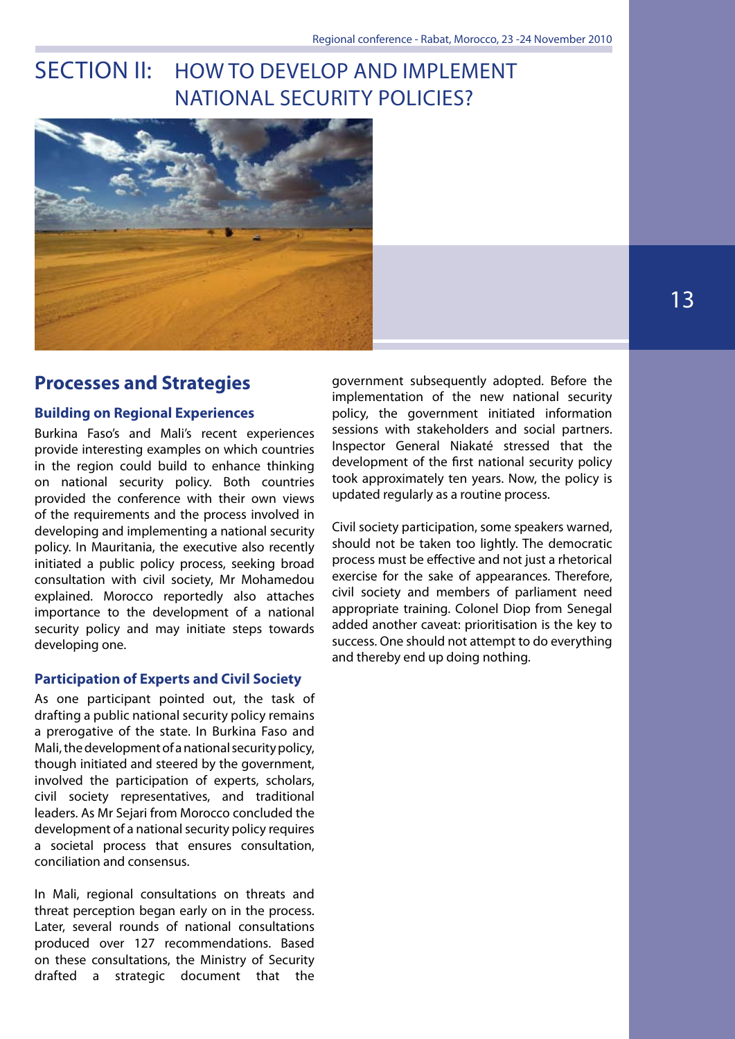# SECTION II: HOW TO DEVELOP AND IMPLEMENT NATIONAL SECURITY POLICIES?

## Processes and Strategies

### Building on Regional Experiences

Burkina Faso's and Mali's recent experiences provide interesting examples on which countries in the region could build to enhance thinking on national security policy. Both countries provided the conference with their own views of the requirements and the process involved in developing and implementing a national security policy. In Mauritania, the executive also recently initiated a public policy process, seeking broad consultation with civil society, Mr Mohamedou explained. Morocco reportedly also attaches importance to the development of a national security policy and may initiate steps towards developing one.

### Participation of Experts and Civil Society

As one participant pointed out, the task of drafting a public national security policy remains a prerogative of the state. In Burkina Faso and Mali, the development of a national security policy, though initiated and steered by the government, involved the participation of experts, scholars, civil society representatives, and traditional leaders. As Mr Sejari from Morocco concluded the development of a national security policy requires a societal process that ensures consultation, conciliation and consensus.

In Mali, regional consultations on threats and threat perception began early on in the process. Later, several rounds of national consultations produced over 127 recommendations. Based on these consultations, the Ministry of Security drafted a strategic document that the government subsequently adopted. Before the implementation of the new national security policy, the government initiated information sessions with stakeholders and social partners. Inspector General Niakaté stressed that the development of the first national security policy took approximately ten years. Now, the policy is updated regularly as a routine process.

Civil society participation, some speakers warned, should not be taken too lightly. The democratic process must be effective and not just a rhetorical exercise for the sake of appearances. Therefore, civil society and members of parliament need appropriate training. Colonel Diop from Senegal added another caveat: prioritisation is the key to success. One should not attempt to do everything and thereby end up doing nothing.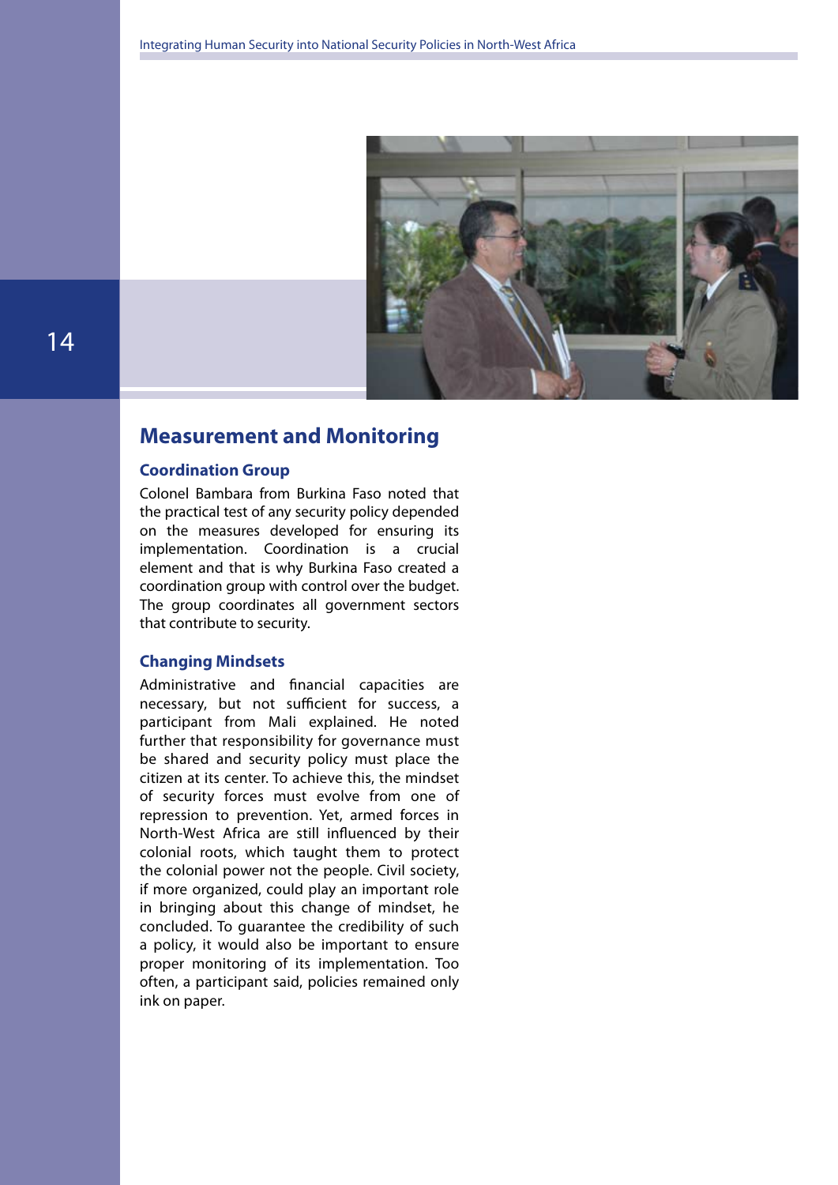## Measurement and Monitoring

### Coordination Group

Colonel Bambara from Burkina Faso noted that the practical test of any security policy depended on the measures developed for ensuring its implementation. Coordination is a crucial element and that is why Burkina Faso created a coordination group with control over the budget. The group coordinates all government sectors that contribute to security.

### Changing Mindsets

Administrative and financial capacities are necessary, but not sufficient for success, a participant from Mali explained. He noted further that responsibility for governance must be shared and security policy must place the citizen at its center. To achieve this, the mindset of security forces must evolve from one of repression to prevention. Yet, armed forces in North-West Africa are still influenced by their colonial roots, which taught them to protect the colonial power not the people. Civil society, if more organized, could play an important role in bringing about this change of mindset, he concluded. To guarantee the credibility of such a policy, it would also be important to ensure proper monitoring of its implementation. Too often, a participant said, policies remained only ink on paper.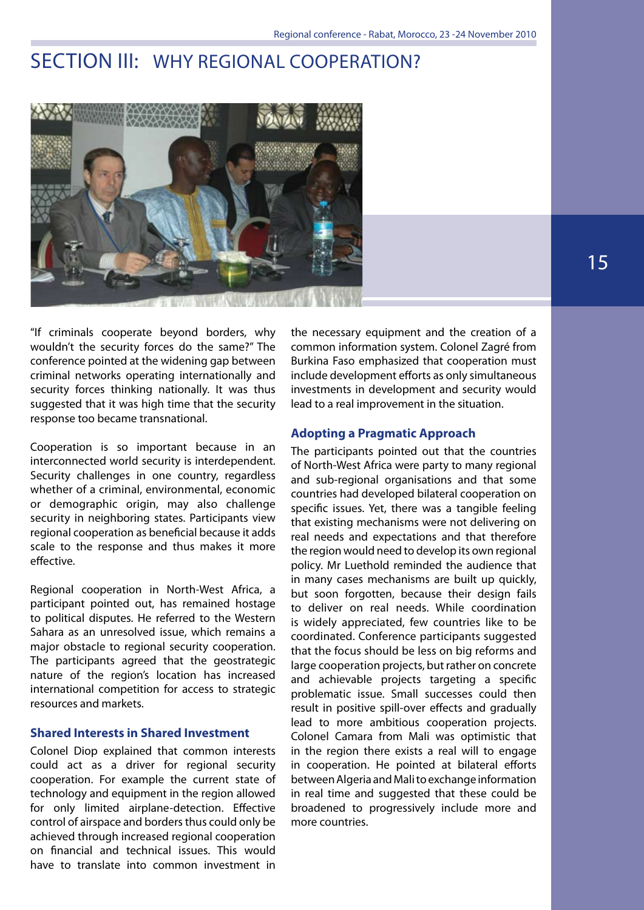# SECTION III: WHY REGIONAL COOPERATION?

"If criminals cooperate beyond borders, why wouldn't the security forces do the same?" The conference pointed at the widening gap between criminal networks operating internationally and security forces thinking nationally. It was thus suggested that it was high time that the security response too became transnational.

Cooperation is so important because in an interconnected world security is interdependent. Security challenges in one country, regardless whether of a criminal, environmental, economic or demographic origin, may also challenge security in neighboring states. Participants view regional cooperation as beneficial because it adds scale to the response and thus makes it more effective.

Regional cooperation in North-West Africa, a participant pointed out, has remained hostage to political disputes. He referred to the Western Sahara as an unresolved issue, which remains a major obstacle to regional security cooperation. The participants agreed that the geostrategic nature of the region's location has increased international competition for access to strategic resources and markets.

### Shared Interests in Shared Investment

Colonel Diop explained that common interests could act as a driver for regional security cooperation. For example the current state of technology and equipment in the region allowed for only limited airplane-detection. Effective control of airspace and borders thus could only be achieved through increased regional cooperation on financial and technical issues. This would have to translate into common investment in the necessary equipment and the creation of a common information system. Colonel Zagré from Burkina Faso emphasized that cooperation must include development efforts as only simultaneous investments in development and security would lead to a real improvement in the situation.

### Adopting a Pragmatic Approach

The participants pointed out that the countries of North-West Africa were party to many regional and sub-regional organisations and that some countries had developed bilateral cooperation on specific issues. Yet, there was a tangible feeling that existing mechanisms were not delivering on real needs and expectations and that therefore the region would need to develop its own regional policy. Mr Luethold reminded the audience that in many cases mechanisms are built up quickly, but soon forgotten, because their design fails to deliver on real needs. While coordination is widely appreciated, few countries like to be coordinated. Conference participants suggested that the focus should be less on big reforms and large cooperation projects, but rather on concrete and achievable projects targeting a specific problematic issue. Small successes could then result in positive spill-over effects and gradually lead to more ambitious cooperation projects. Colonel Camara from Mali was optimistic that in the region there exists a real will to engage in cooperation. He pointed at bilateral efforts between Algeria and Mali to exchange information in real time and suggested that these could be broadened to progressively include more and more countries.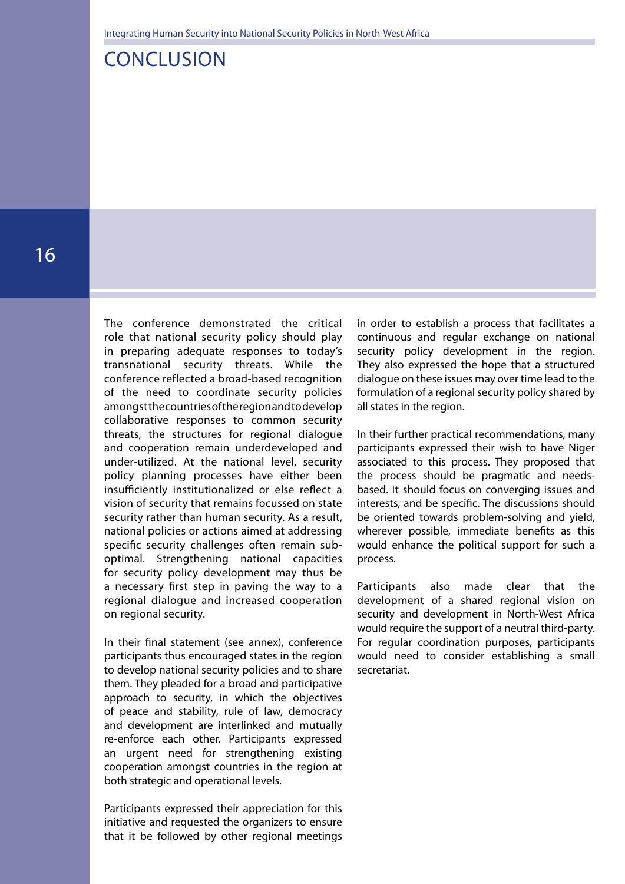# CONCLUSION

The conference demonstrated the critical role that national security policy should play in preparing adequate responses to today's transnational security threats. While the conference reflected a broad-based recognition of the need to coordinate security policies amongst the countries of the region and to develop collaborative responses to common security threats, the structures for regional dialogue and cooperation remain underdeveloped and under-utilized. At the national level, security policy planning processes have either been insufficiently institutionalized or else reflect a vision of security that remains focussed on state security rather than human security. As a result, national policies or actions aimed at addressing specific security challenges often remain sub-optimal. Strengthening national capacities for security policy development may thus be a necessary first step in paving the way to a regional dialogue and increased cooperation on regional security.

In their final statement (see annex), conference participants thus encouraged states in the region to develop national security policies and to share them. They pleaded for a broad and participative approach to security, in which the objectives of peace and stability, rule of law, democracy and development are interlinked and mutually re-enforce each other. Participants expressed an urgent need for strengthening existing cooperation amongst countries in the region at both strategic and operational levels.

Participants expressed their appreciation for this initiative and requested the organizers to ensure that it be followed by other regional meetings in order to establish a process that facilitates a continuous and regular exchange on national security policy development in the region. They also expressed the hope that a structured dialogue on these issues may over time lead to the formulation of a regional security policy shared by all states in the region.

In their further practical recommendations, many participants expressed their wish to have Niger associated to this process. They proposed that the process should be pragmatic and needs-based. It should focus on converging issues and interests, and be specific. The discussions should be oriented towards problem-solving and yield, wherever possible, immediate benefits as this would enhance the political support for such a process.

Participants also made clear that the development of a shared regional vision on security and development in North-West Africa would require the support of a neutral third-party. For regular coordination purposes, participants would need to consider establishing a small secretariat.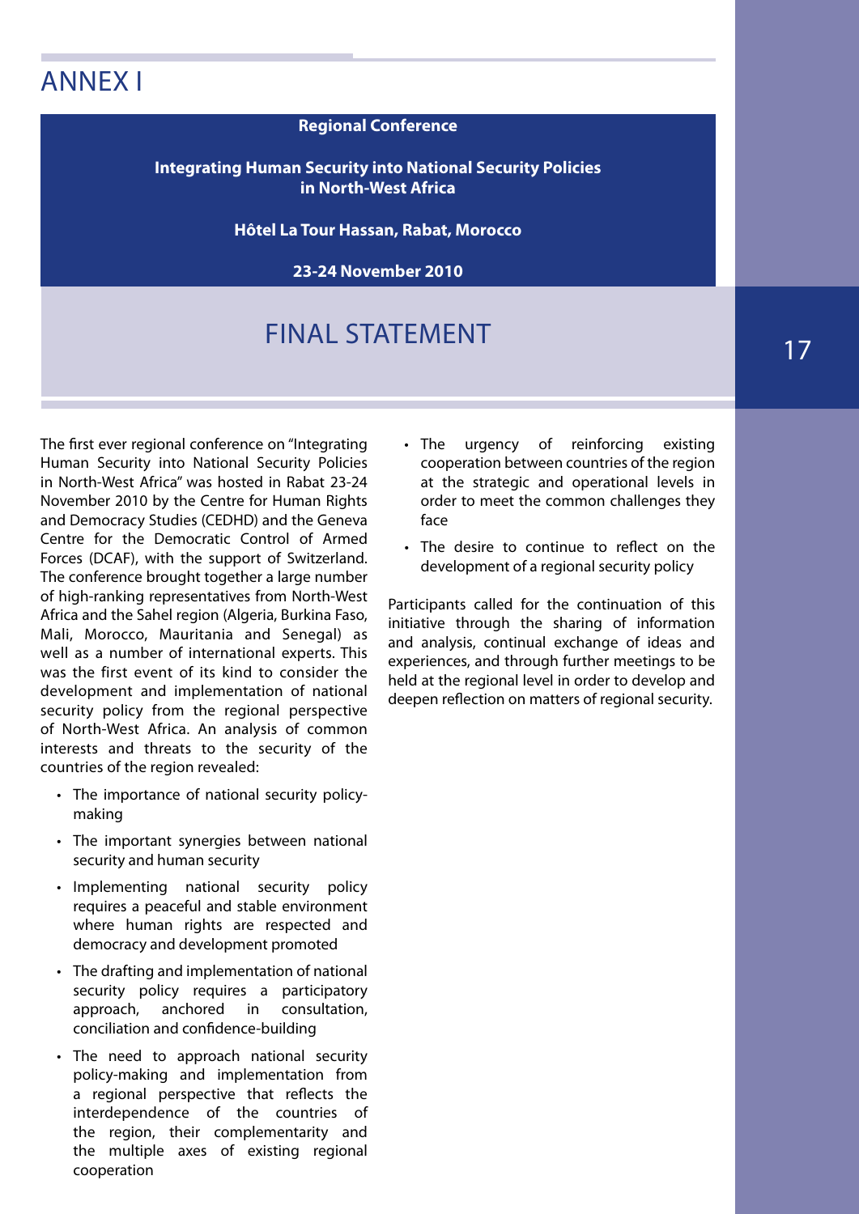# ANNEX I

**Regional Conference**

**Integrating Human Security into National Security Policies in North-West Africa**

**Hôtel La Tour Hassan, Rabat, Morocco**

**23-24 November 2010**

## FINAL STATEMENT

The first ever regional conference on "Integrating Human Security into National Security Policies in North-West Africa" was hosted in Rabat 23-24 November 2010 by the Centre for Human Rights and Democracy Studies (CEDHD) and the Geneva Centre for the Democratic Control of Armed Forces (DCAF), with the support of Switzerland. The conference brought together a large number of high-ranking representatives from North-West Africa and the Sahel region (Algeria, Burkina Faso, Mali, Morocco, Mauritania and Senegal) as well as a number of international experts. This was the first event of its kind to consider the development and implementation of national security policy from the regional perspective of North-West Africa. An analysis of common interests and threats to the security of the countries of the region revealed:

- The importance of national security policy-making
- The important synergies between national security and human security
- Implementing national security policy requires a peaceful and stable environment where human rights are respected and democracy and development promoted
- The drafting and implementation of national security policy requires a participatory approach, anchored in consultation, conciliation and confidence-building
- The need to approach national security policy-making and implementation from a regional perspective that reflects the interdependence of the countries of the region, their complementarity and the multiple axes of existing regional cooperation
- The urgency of reinforcing existing cooperation between countries of the region at the strategic and operational levels in order to meet the common challenges they face
- The desire to continue to reflect on the development of a regional security policy

Participants called for the continuation of this initiative through the sharing of information and analysis, continual exchange of ideas and experiences, and through further meetings to be held at the regional level in order to develop and deepen reflection on matters of regional security.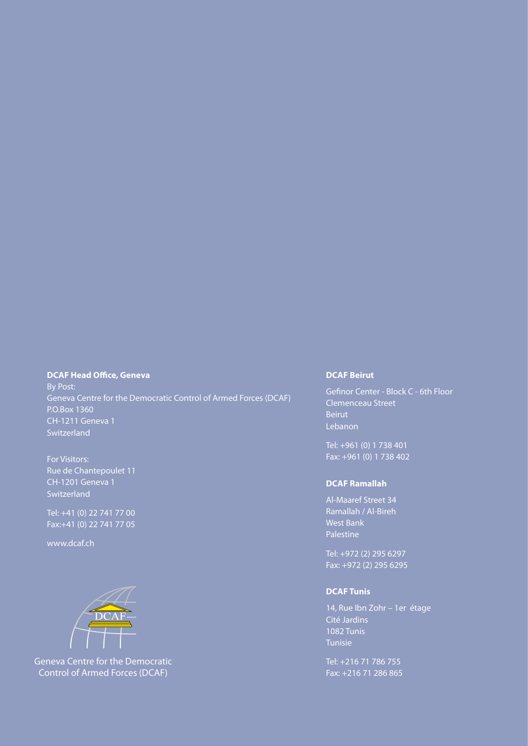**DCAF Head Office, Geneva**

By Post:
Geneva Centre for the Democratic Control of Armed Forces (DCAF)
P.O.Box 1360
CH-1211 Geneva 1
Switzerland

For Visitors:
Rue de Chantepoulet 11
CH-1201 Geneva 1
Switzerland

Tel: +41 (0) 22 741 77 00
Fax:+41 (0) 22 741 77 05

www.dcaf.ch

Geneva Centre for the Democratic Control of Armed Forces (DCAF)

**DCAF Beirut**

Gefinor Center - Block C - 6th Floor
Clemenceau Street
Beirut
Lebanon

Tel: +961 (0) 1 738 401
Fax: +961 (0) 1 738 402

**DCAF Ramallah**

Al-Maaref Street 34
Ramallah / Al-Bireh
West Bank
Palestine

Tel: +972 (2) 295 6297
Fax: +972 (2) 295 6295

**DCAF Tunis**

14, Rue Ibn Zohr – 1er étage
Cité Jardins
1082 Tunis
Tunisie

Tel: +216 71 786 755
Fax: +216 71 286 865